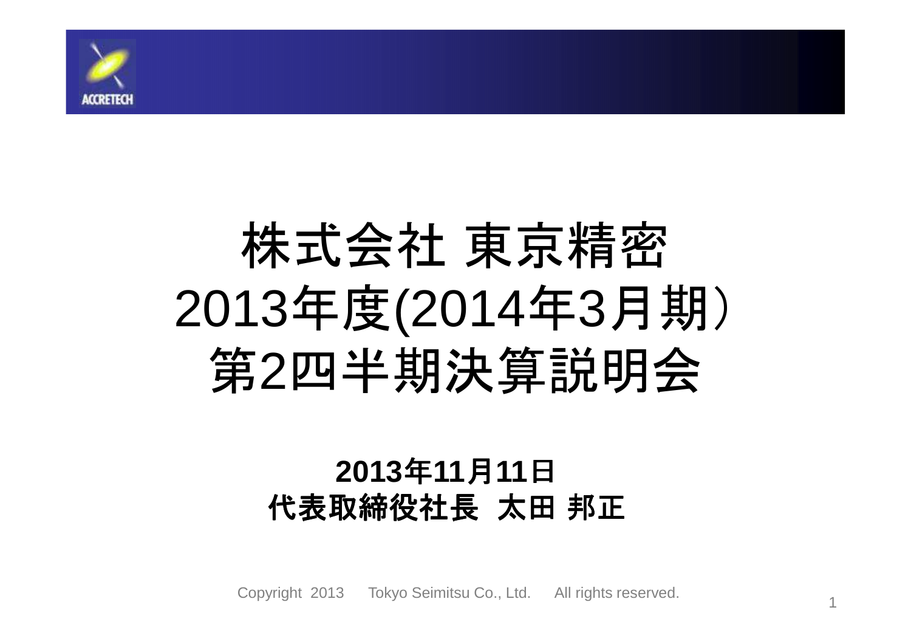# 株式会社 東京精密
# 2013年度(2014年3月期)
# 第2四半期決算説明会

**2013年11月11日**

**代表取締役社長　太田 邦正**

Copyright 2013　Tokyo Seimitsu Co., Ltd.　All rights reserved.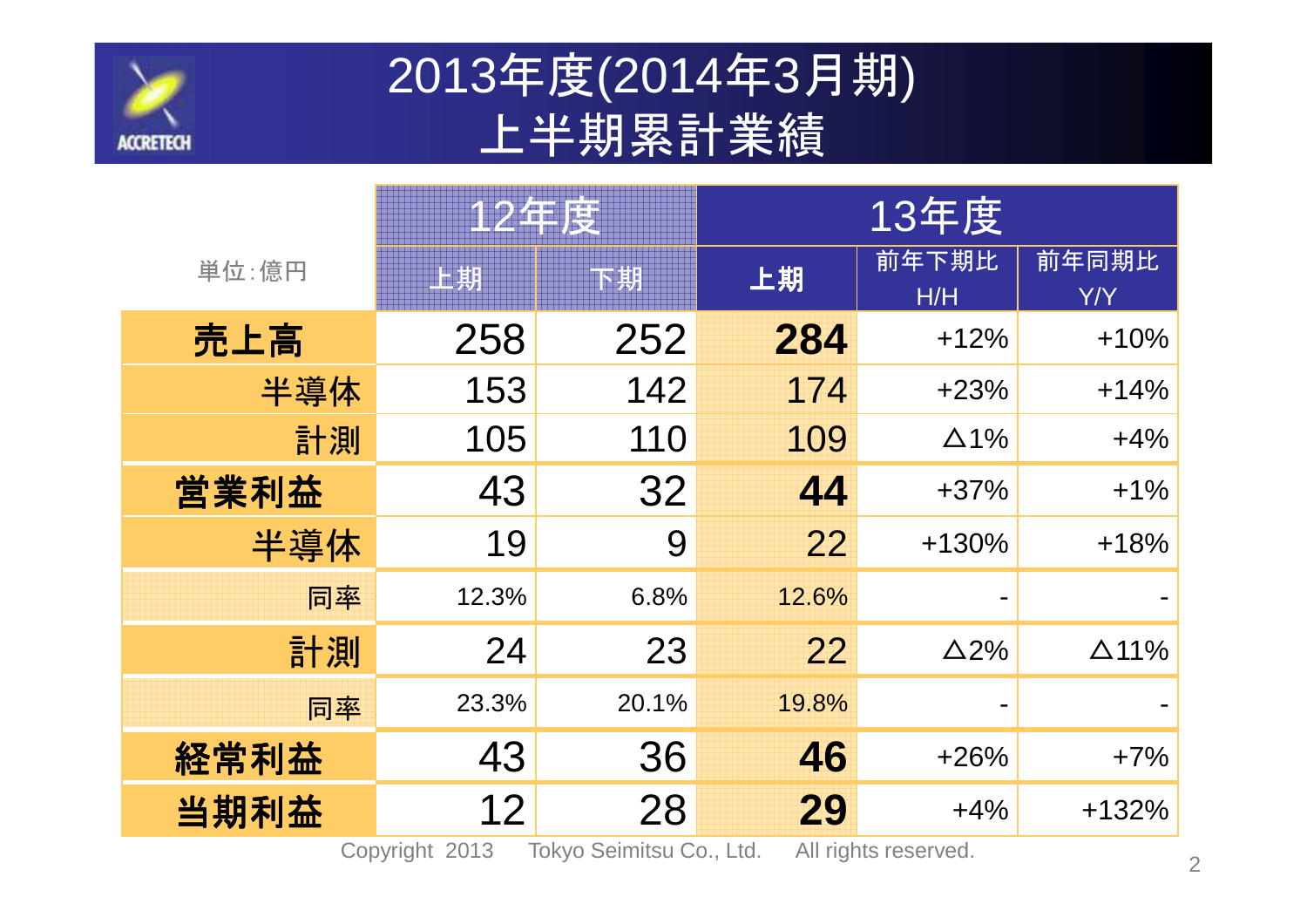# 2013年度(2014年3月期)
# 上半期累計業績

| 単位:億円 | 12年度 | | 13年度 | | |
|---|---|---|---|---|---|
| | 上期 | 下期 | 上期 | 前年下期比 H/H | 前年同期比 Y/Y |
| **売上高** | 258 | 252 | **284** | +12% | +10% |
| 半導体 | 153 | 142 | 174 | +23% | +14% |
| 計測 | 105 | 110 | 109 | △1% | +4% |
| **営業利益** | 43 | 32 | **44** | +37% | +1% |
| 半導体 | 19 | 9 | 22 | +130% | +18% |
| 同率 | 12.3% | 6.8% | 12.6% | - | - |
| 計測 | 24 | 23 | 22 | △2% | △11% |
| 同率 | 23.3% | 20.1% | 19.8% | - | - |
| **経常利益** | 43 | 36 | **46** | +26% | +7% |
| **当期利益** | 12 | 28 | **29** | +4% | +132% |

Copyright 2013 Tokyo Seimitsu Co., Ltd. All rights reserved.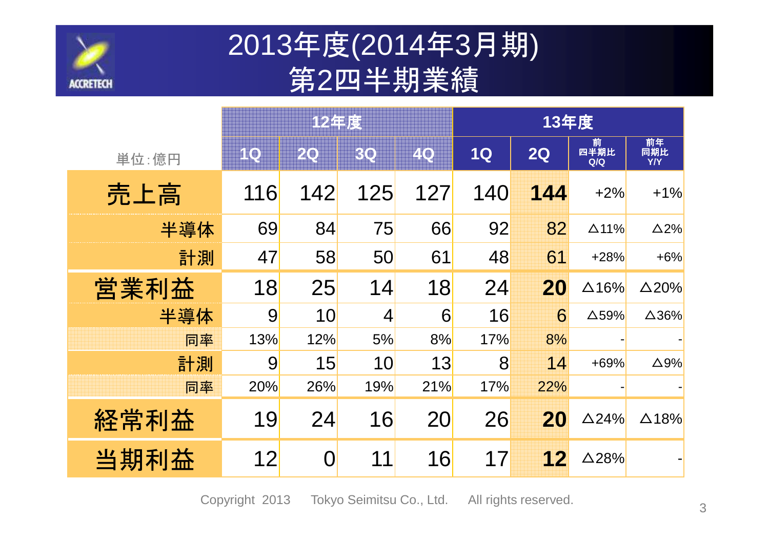# 2013年度(2014年3月期)
# 第2四半期業績

| 単位:億円 | 12年度 | | | | 13年度 | | | |
|---|---|---|---|---|---|---|---|---|
| | 1Q | 2Q | 3Q | 4Q | 1Q | 2Q | 前四半期比 Q/Q | 前年同期比 Y/Y |
| 売上高 | 116 | 142 | 125 | 127 | 140 | **144** | +2% | +1% |
| 半導体 | 69 | 84 | 75 | 66 | 92 | 82 | △11% | △2% |
| 計測 | 47 | 58 | 50 | 61 | 48 | 61 | +28% | +6% |
| 営業利益 | 18 | 25 | 14 | 18 | 24 | **20** | △16% | △20% |
| 半導体 | 9 | 10 | 4 | 6 | 16 | 6 | △59% | △36% |
| 同率 | 13% | 12% | 5% | 8% | 17% | 8% | - | - |
| 計測 | 9 | 15 | 10 | 13 | 8 | 14 | +69% | △9% |
| 同率 | 20% | 26% | 19% | 21% | 17% | 22% | - | - |
| 経常利益 | 19 | 24 | 16 | 20 | 26 | **20** | △24% | △18% |
| 当期利益 | 12 | 0 | 11 | 16 | 17 | **12** | △28% | - |

Copyright 2013 Tokyo Seimitsu Co., Ltd. All rights reserved.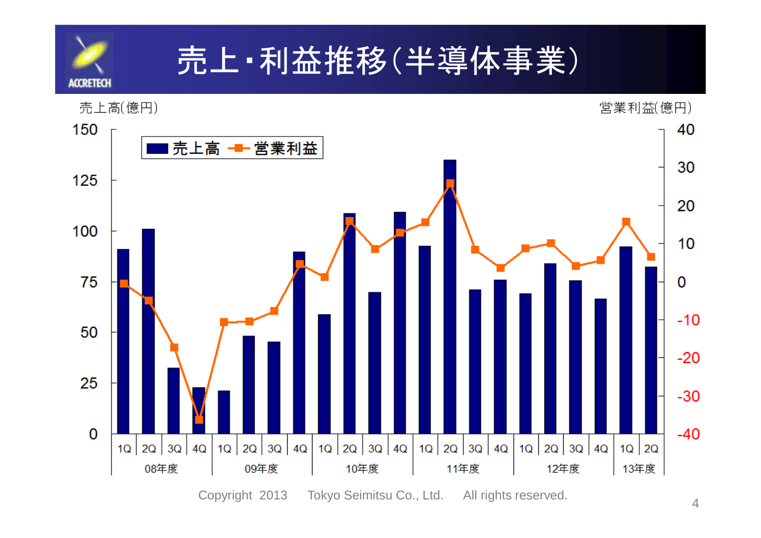# 売上・利益推移(半導体事業)

売上高(億円)　　営業利益(億円)

■ 売上高　■ 営業利益

| 年度 | 四半期 |
|---|---|
| 08年度 | 1Q, 2Q, 3Q, 4Q |
| 09年度 | 1Q, 2Q, 3Q, 4Q |
| 10年度 | 1Q, 2Q, 3Q, 4Q |
| 11年度 | 1Q, 2Q, 3Q, 4Q |
| 12年度 | 1Q, 2Q, 3Q, 4Q |
| 13年度 | 1Q, 2Q |

Copyright 2013 Tokyo Seimitsu Co., Ltd. All rights reserved.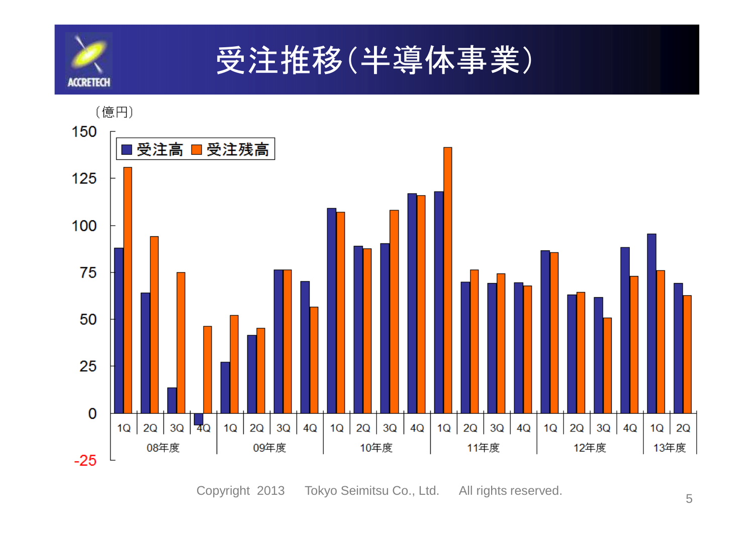# 受注推移(半導体事業)

（億円）

150
125
100
75
50
25
0
-25

受注高　受注残高

1Q 2Q 3Q 4Q
08年度

1Q 2Q 3Q 4Q
09年度

1Q 2Q 3Q 4Q
10年度

1Q 2Q 3Q 4Q
11年度

1Q 2Q 3Q 4Q
12年度

1Q 2Q
13年度

Copyright 2013　Tokyo Seimitsu Co., Ltd.　All rights reserved.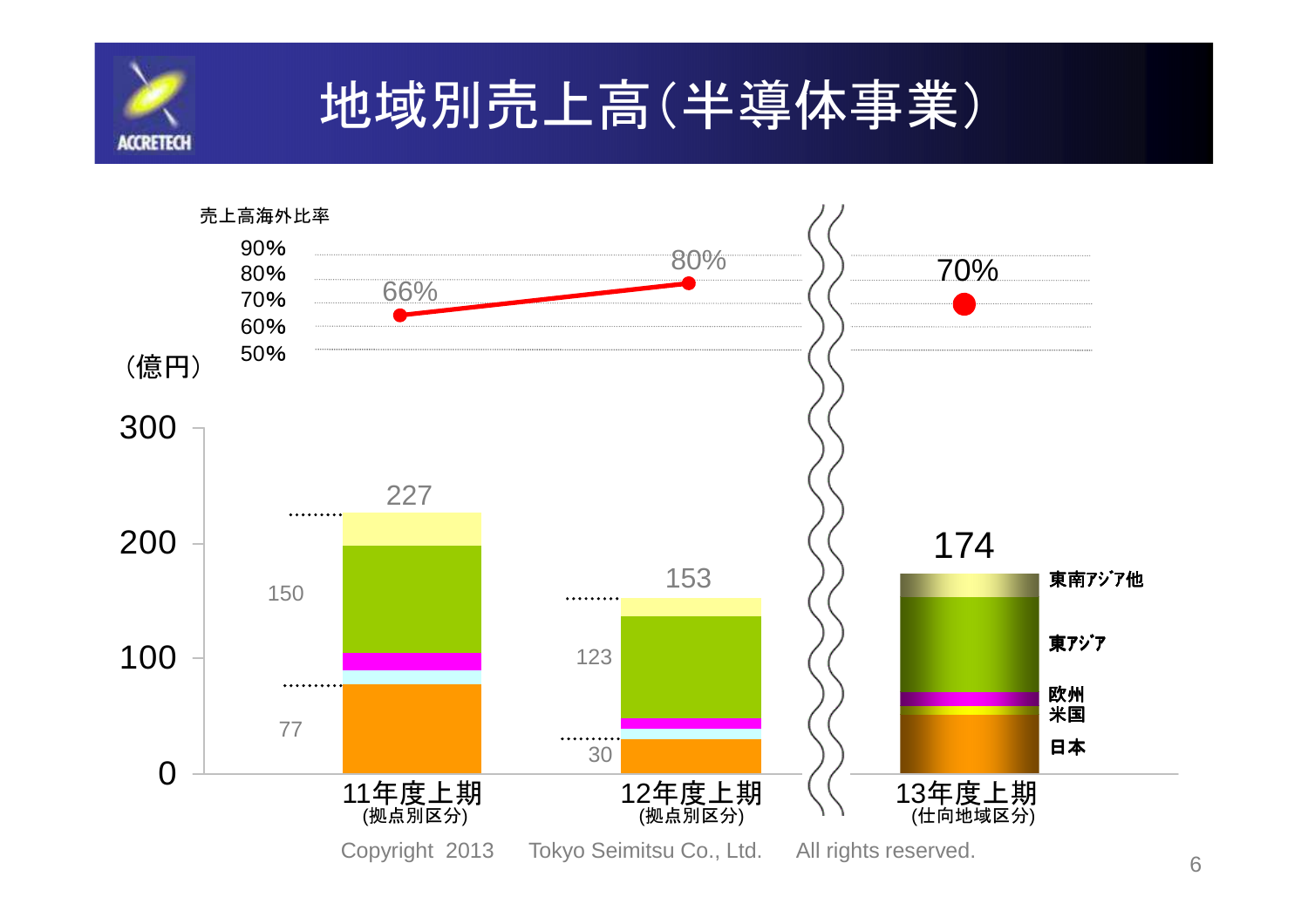# 地域別売上高(半導体事業)

売上高海外比率

90%
80%
70%
60%
50%

66%
80%
70%

（億円）

300
200
100
0

227
150
77

153
123
30

174

東南アジア他
東アジア
欧州
米国
日本

11年度上期
(拠点別区分)

12年度上期
(拠点別区分)

13年度上期
(仕向地域区分)

Copyright 2013 Tokyo Seimitsu Co., Ltd. All rights reserved.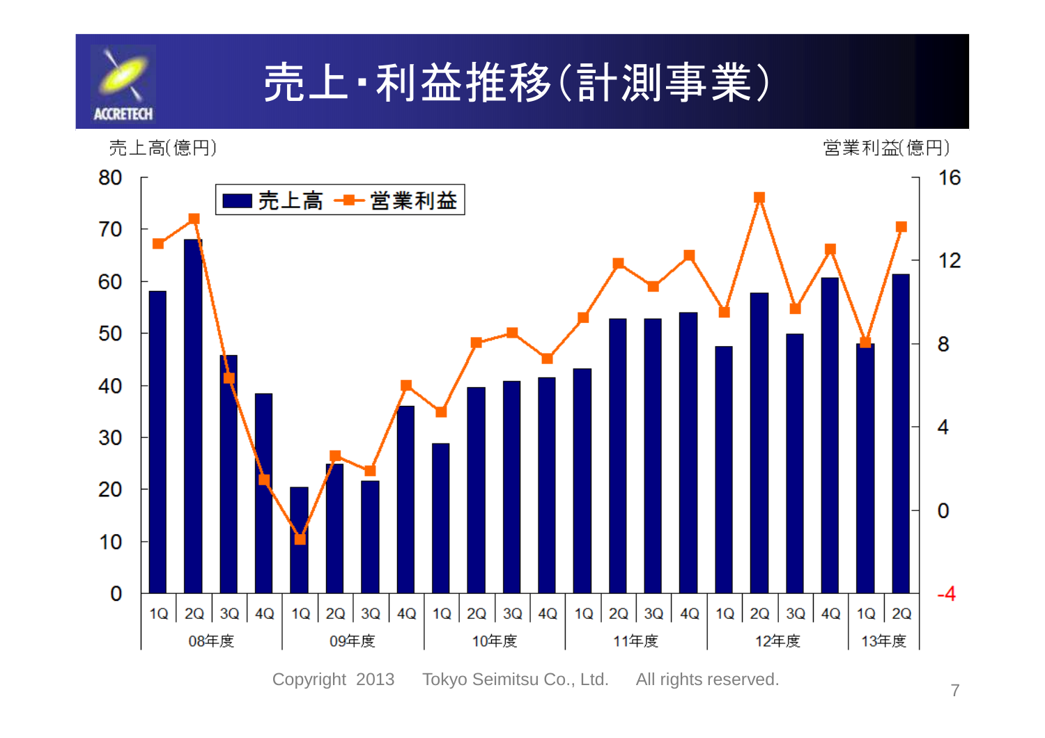# 売上・利益推移(計測事業)

売上高(億円)

営業利益(億円)

売上高 営業利益

80
70
60
50
40
30
20
10
0

16
12
8
4
0
-4

1Q 2Q 3Q 4Q 1Q 2Q 3Q 4Q 1Q 2Q 3Q 4Q 1Q 2Q 3Q 4Q 1Q 2Q 3Q 4Q 1Q 2Q

08年度 09年度 10年度 11年度 12年度 13年度

Copyright 2013 Tokyo Seimitsu Co., Ltd. All rights reserved.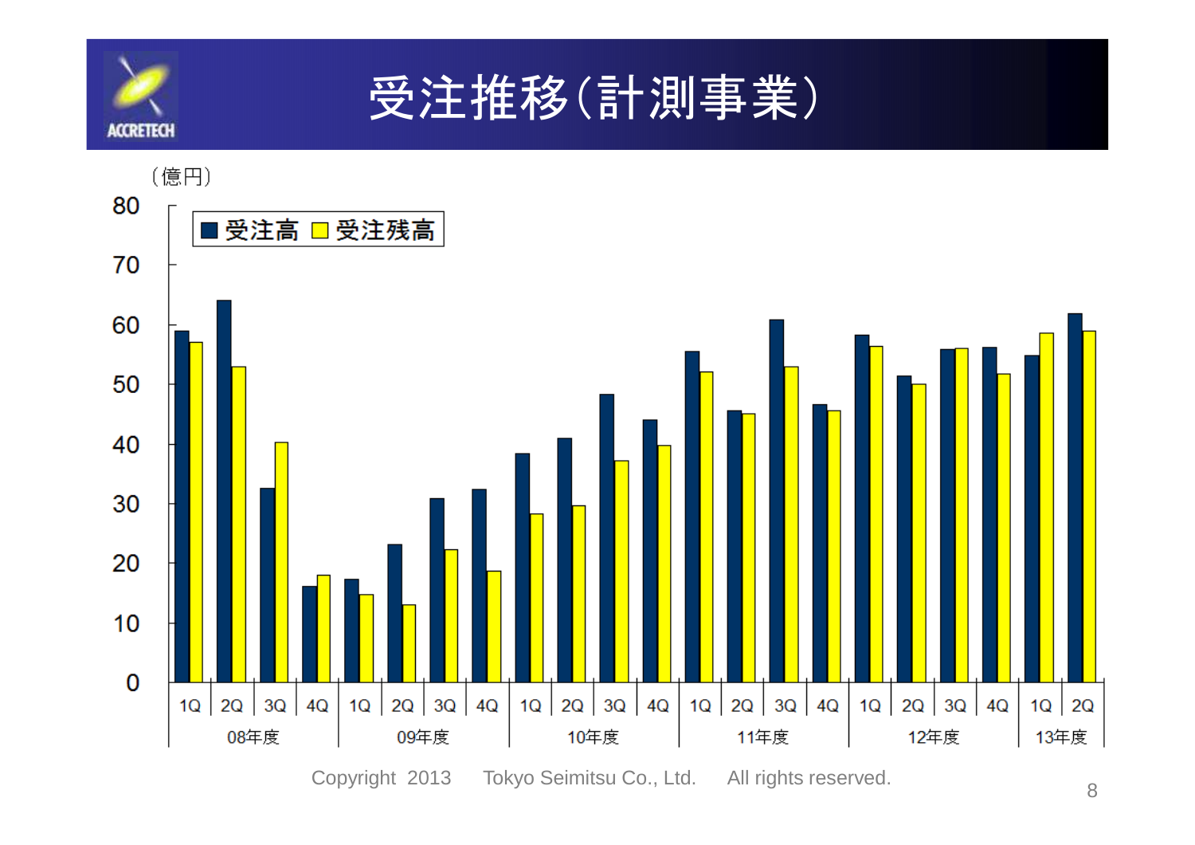# 受注推移(計測事業)

(億円)

80
70
60
50
40
30
20
10
0

■ 受注高 □ 受注残高

1Q 2Q 3Q 4Q 1Q 2Q 3Q 4Q 1Q 2Q 3Q 4Q 1Q 2Q 3Q 4Q 1Q 2Q 3Q 4Q 1Q 2Q

08年度 09年度 10年度 11年度 12年度 13年度

Copyright 2013 Tokyo Seimitsu Co., Ltd. All rights reserved.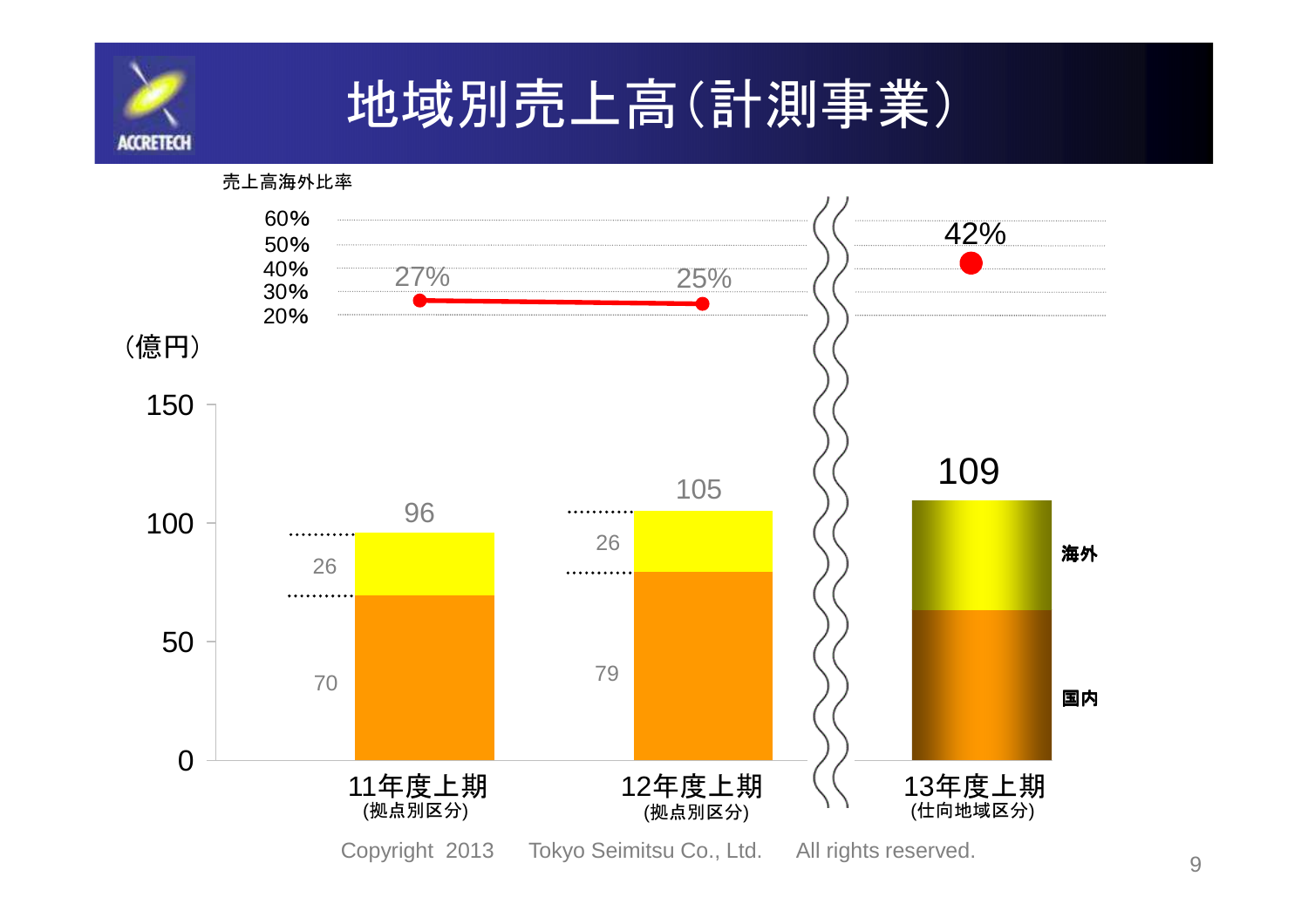# 地域別売上高(計測事業)

売上高海外比率

60%
50%
40%
30%
20%

27%
25%
42%

(億円)

150
100
50
0

96
26
70

105
26
79

109

海外
国内

11年度上期
(拠点別区分)

12年度上期
(拠点別区分)

13年度上期
(仕向地域区分)

Copyright 2013 Tokyo Seimitsu Co., Ltd. All rights reserved.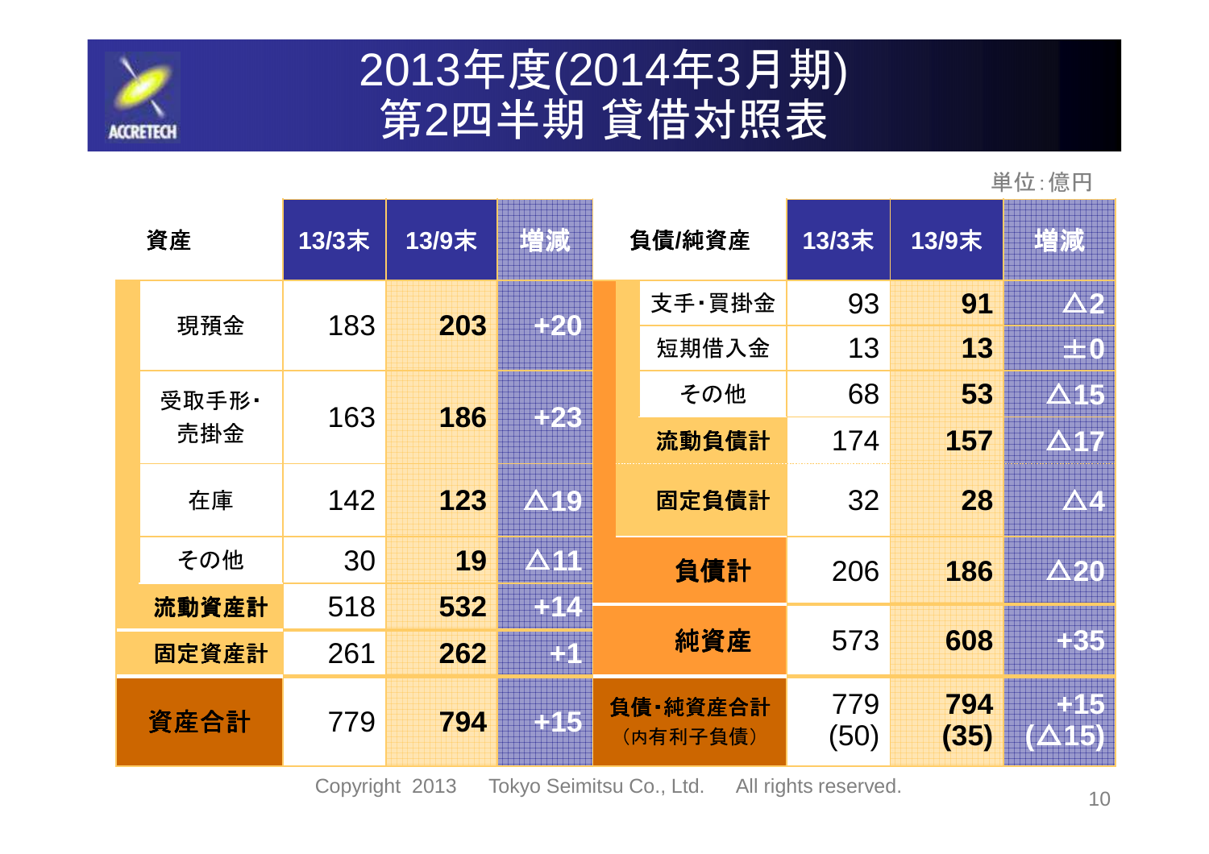# 2013年度(2014年3月期) 第2四半期 貸借対照表

単位:億円

| 資産 | 13/3末 | 13/9末 | 増減 | 負債/純資産 | 13/3末 | 13/9末 | 増減 |
|---|---|---|---|---|---|---|---|
| 現預金 | 183 | **203** | +20 | 支手・買掛金 | 93 | **91** | △2 |
| | | | | 短期借入金 | 13 | **13** | ±0 |
| 受取手形・売掛金 | 163 | **186** | +23 | その他 | 68 | **53** | △15 |
| | | | | **流動負債計** | 174 | **157** | △17 |
| 在庫 | 142 | **123** | △19 | **固定負債計** | 32 | **28** | △4 |
| その他 | 30 | **19** | △11 | **負債計** | 206 | **186** | △20 |
| **流動資産計** | 518 | **532** | +14 | | | | |
| **固定資産計** | 261 | **262** | +1 | **純資産** | 573 | **608** | +35 |
| **資産合計** | 779 | **794** | +15 | **負債・純資産合計**（内有利子負債） | 779 (50) | **794 (35)** | +15 (△15) |

Copyright 2013 Tokyo Seimitsu Co., Ltd. All rights reserved.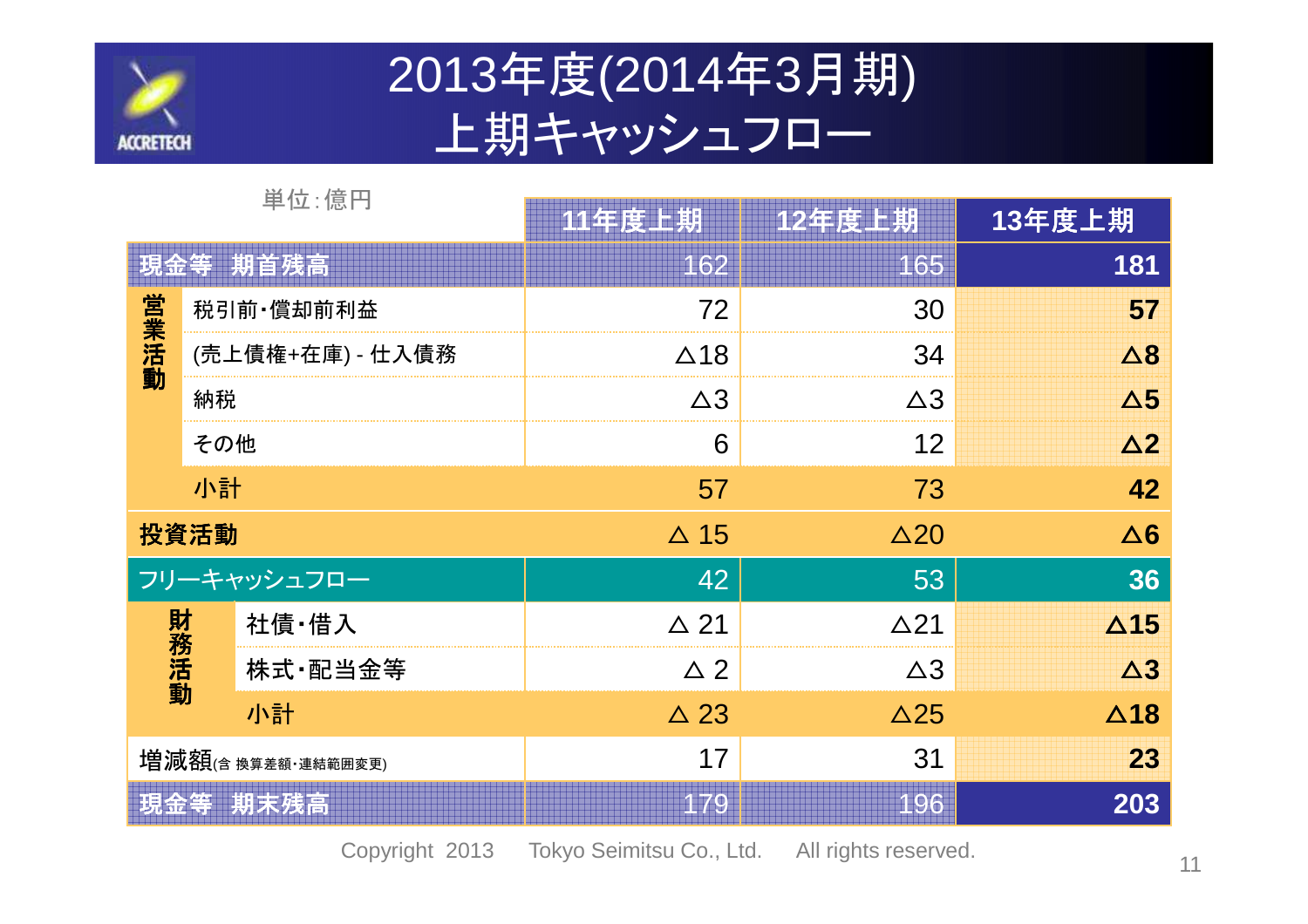# 2013年度(2014年3月期) 上期キャッシュフロー

単位:億円

| | | 11年度上期 | 12年度上期 | 13年度上期 |
|---|---|---|---|---|
| 現金等 期首残高 | | 162 | 165 | **181** |
| 営業活動 | 税引前・償却前利益 | 72 | 30 | **57** |
| | (売上債権+在庫) - 仕入債務 | △18 | 34 | **△8** |
| | 納税 | △3 | △3 | **△5** |
| | その他 | 6 | 12 | **△2** |
| | 小計 | 57 | 73 | **42** |
| 投資活動 | | △ 15 | △20 | **△6** |
| フリーキャッシュフロー | | 42 | 53 | **36** |
| 財務活動 | 社債・借入 | △ 21 | △21 | **△15** |
| | 株式・配当金等 | △ 2 | △3 | **△3** |
| | 小計 | △ 23 | △25 | **△18** |
| 増減額(含 換算差額・連結範囲変更) | | 17 | 31 | **23** |
| 現金等 期末残高 | | 179 | 196 | **203** |

Copyright 2013 Tokyo Seimitsu Co., Ltd. All rights reserved.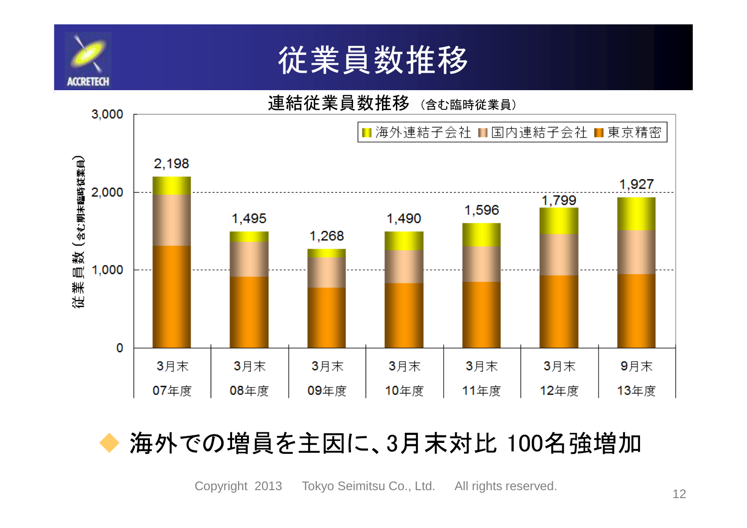# 従業員数推移

連結従業員数推移 （含む臨時従業員）

海外連結子会社　国内連結子会社　東京精密

従業員数（含む期末臨時従業員）

3,000
2,000
1,000
0

2,198
1,495
1,268
1,490
1,596
1,799
1,927

3月末 07年度
3月末 08年度
3月末 09年度
3月末 10年度
3月末 11年度
3月末 12年度
9月末 13年度

◆ 海外での増員を主因に、3月末対比 100名強増加

Copyright 2013 Tokyo Seimitsu Co., Ltd. All rights reserved.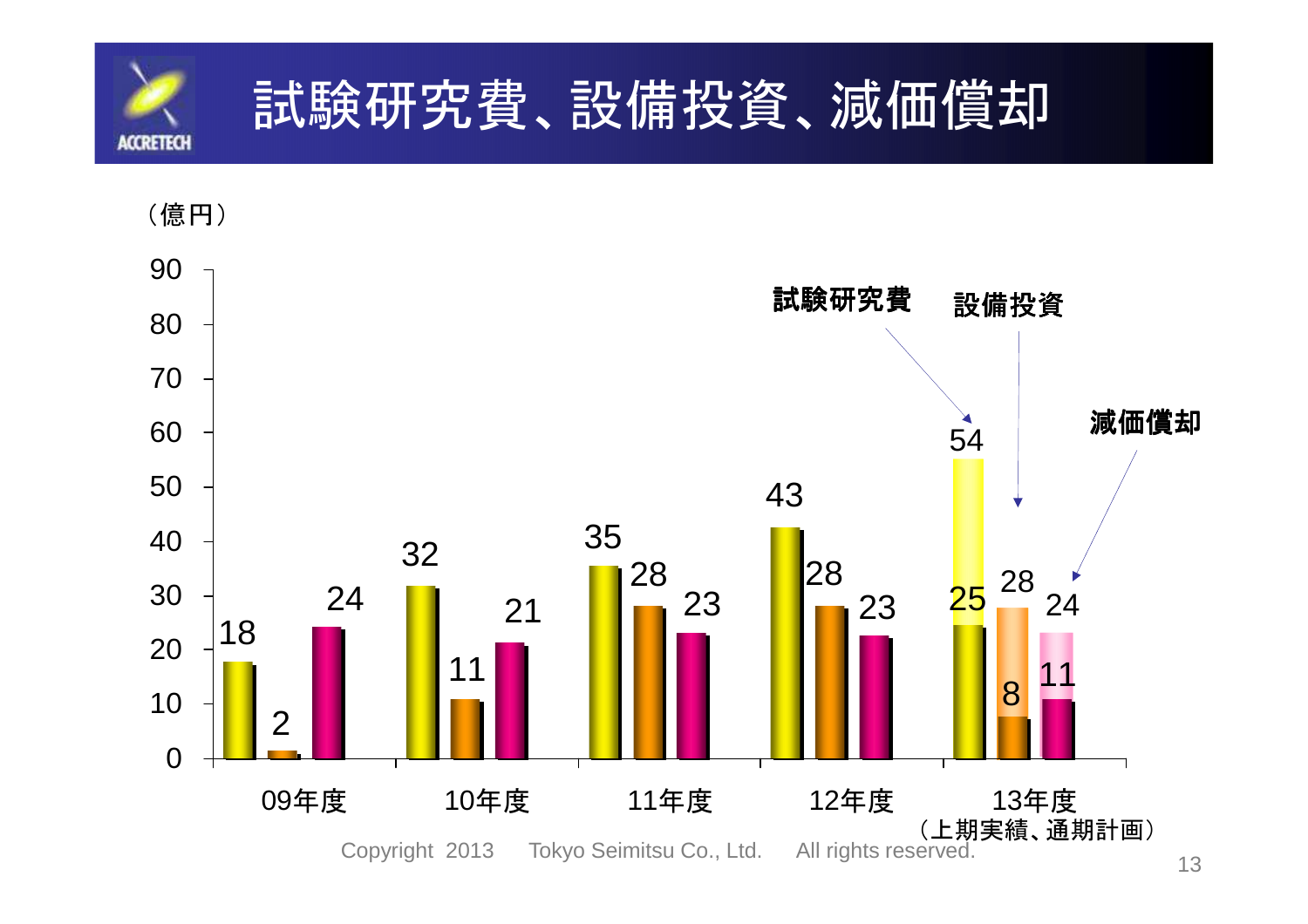# 試験研究費、設備投資、減価償却

（億円）

90
80
70
60
50
40
30
20
10
0

試験研究費
設備投資
減価償却

18
2
24
32
11
21
35
28
23
43
28
23
54
25
28
8
24
11

09年度
10年度
11年度
12年度
13年度
（上期実績、通期計画）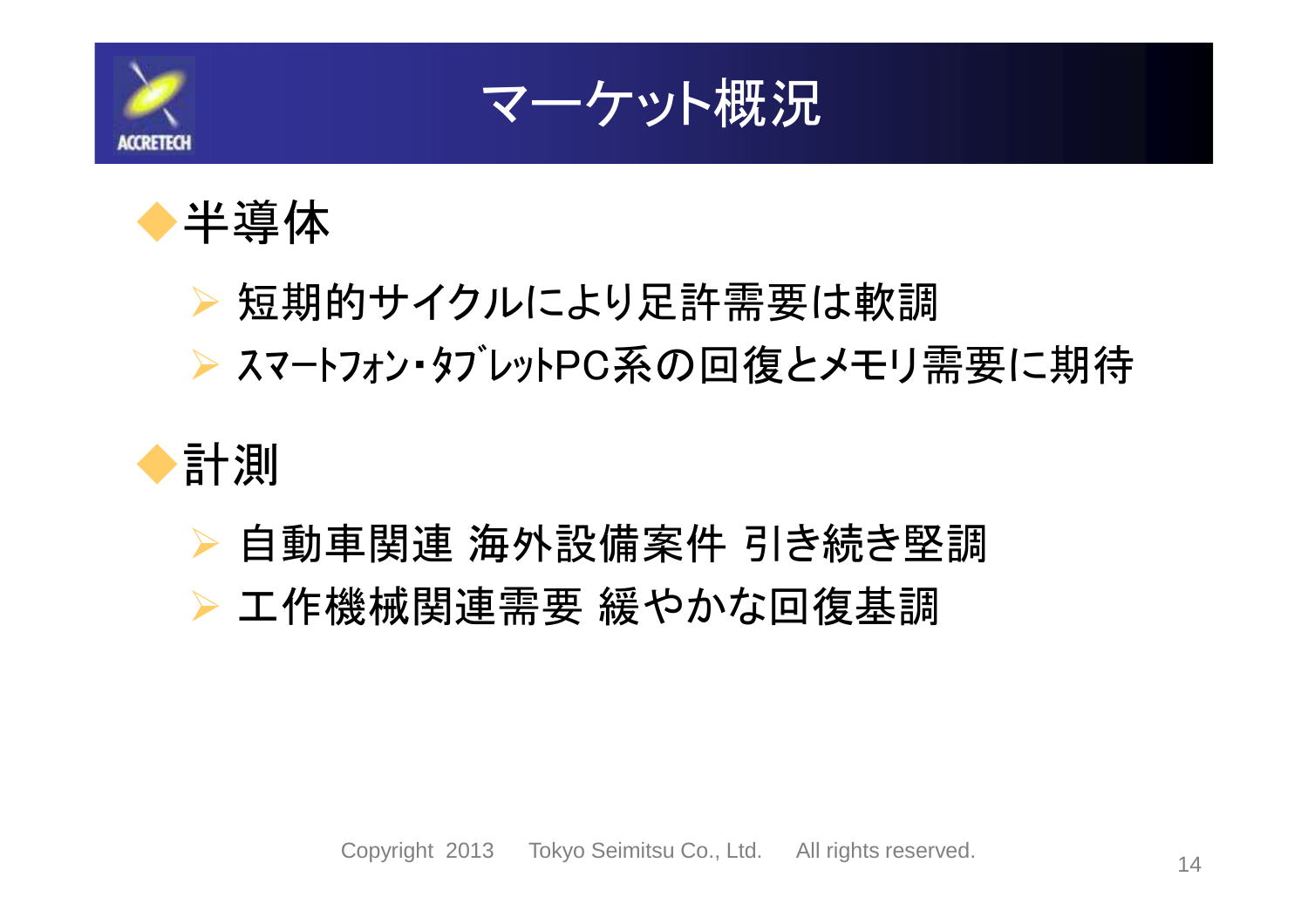# マーケット概況

## ◆半導体

- 短期的サイクルにより足許需要は軟調
- ｽﾏｰﾄﾌｫﾝ・ﾀﾌﾞﾚｯﾄPC系の回復とメモリ需要に期待

## ◆計測

- 自動車関連 海外設備案件 引き続き堅調
- 工作機械関連需要 緩やかな回復基調

Copyright 2013 Tokyo Seimitsu Co., Ltd. All rights reserved.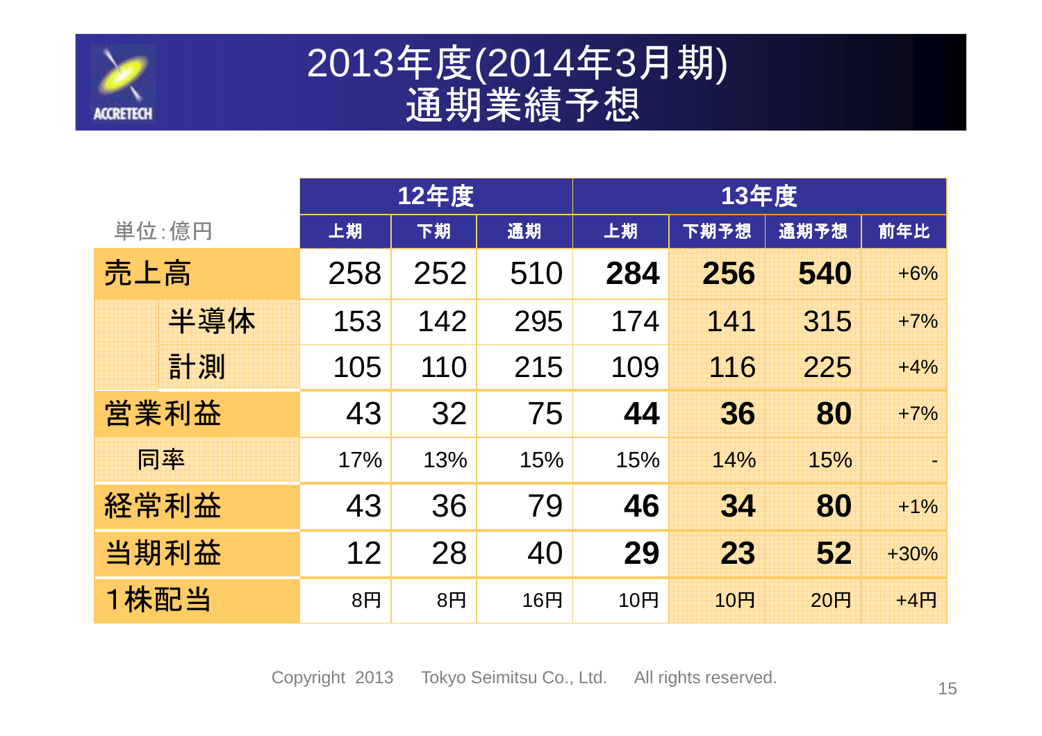# 2013年度(2014年3月期)
# 通期業績予想

| 単位:億円 | 12年度 | | | 13年度 | | | |
|---|---|---|---|---|---|---|---|
| | 上期 | 下期 | 通期 | 上期 | 下期予想 | 通期予想 | 前年比 |
| 売上高 | 258 | 252 | 510 | **284** | **256** | **540** | +6% |
| 半導体 | 153 | 142 | 295 | 174 | 141 | 315 | +7% |
| 計測 | 105 | 110 | 215 | 109 | 116 | 225 | +4% |
| 営業利益 | 43 | 32 | 75 | **44** | **36** | **80** | +7% |
| 同率 | 17% | 13% | 15% | 15% | 14% | 15% | - |
| 経常利益 | 43 | 36 | 79 | **46** | **34** | **80** | +1% |
| 当期利益 | 12 | 28 | 40 | **29** | **23** | **52** | +30% |
| 1株配当 | 8円 | 8円 | 16円 | 10円 | 10円 | 20円 | +4円 |

Copyright 2013 Tokyo Seimitsu Co., Ltd. All rights reserved.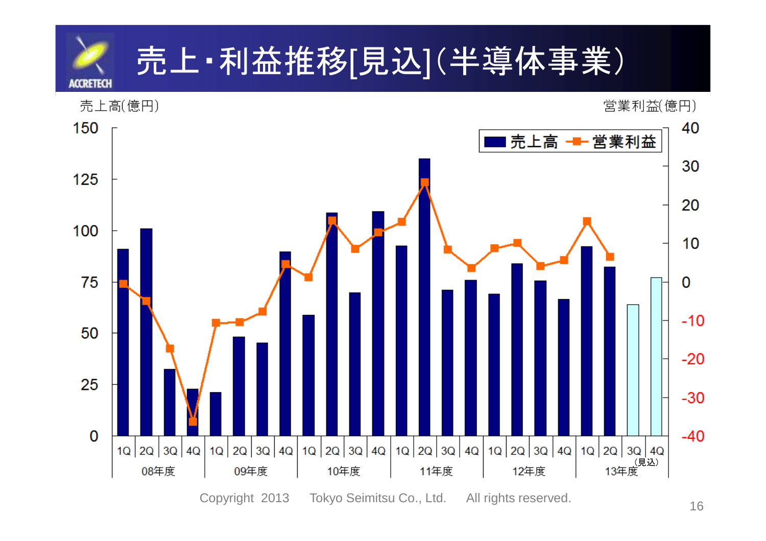# 売上・利益推移[見込](半導体事業)

売上高(億円)

営業利益(億円)

売上高 営業利益

150
125
100
75
50
25
0

40
30
20
10
0
-10
-20
-30
-40

1Q 2Q 3Q 4Q
08年度

1Q 2Q 3Q 4Q
09年度

1Q 2Q 3Q 4Q
10年度

1Q 2Q 3Q 4Q
11年度

1Q 2Q 3Q 4Q
12年度

1Q 2Q 3Q 4Q
(見込)
13年度

Copyright 2013 Tokyo Seimitsu Co., Ltd. All rights reserved.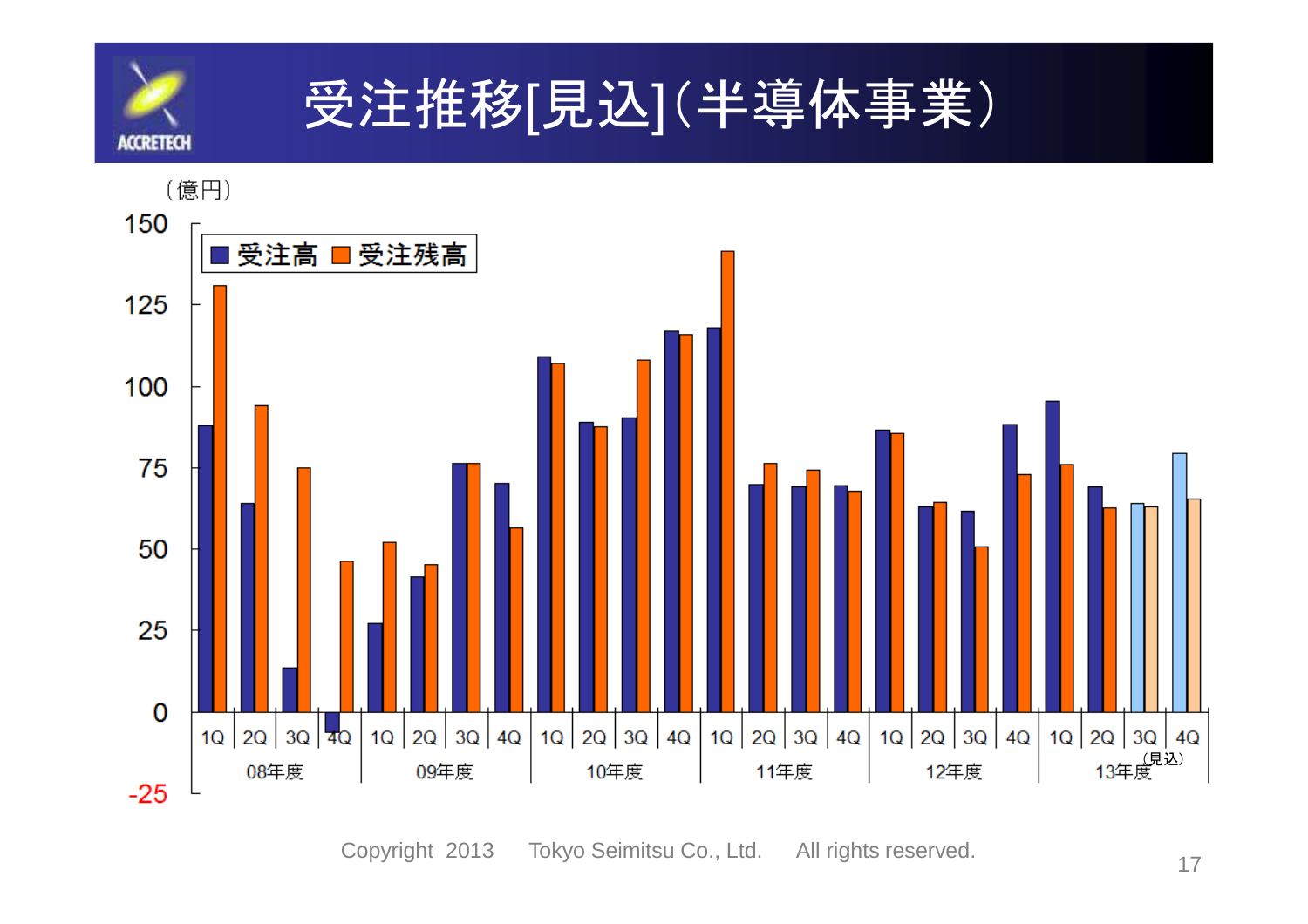# 受注推移[見込](半導体事業)

（億円）

150
125
100
75
50
25
0
-25

■ 受注高 ■ 受注残高

1Q 2Q 3Q 4Q 1Q 2Q 3Q 4Q 1Q 2Q 3Q 4Q 1Q 2Q 3Q 4Q 1Q 2Q 3Q 4Q 1Q 2Q 3Q 4Q

(見込)

08年度 09年度 10年度 11年度 12年度 13年度

Copyright 2013 Tokyo Seimitsu Co., Ltd. All rights reserved.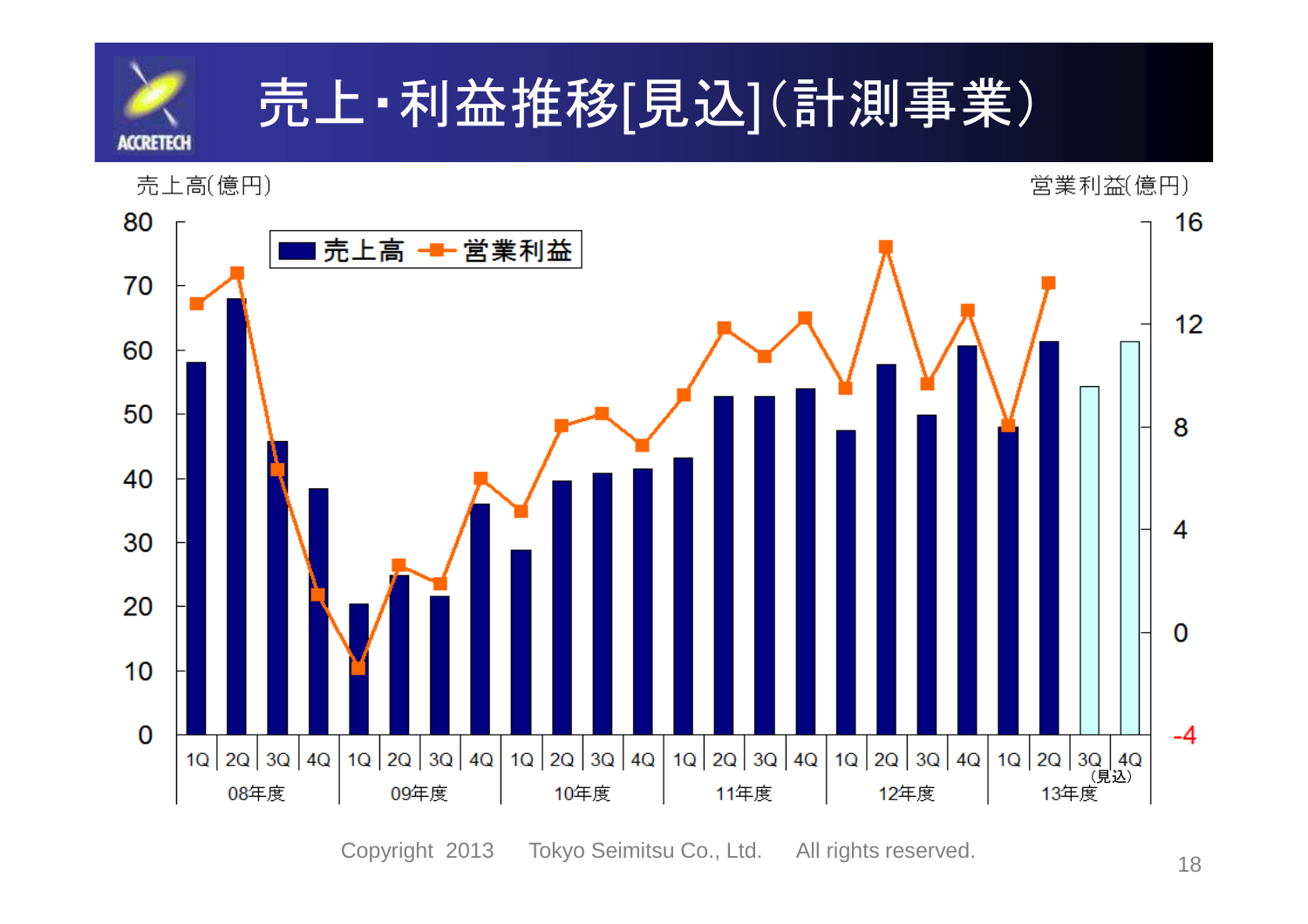# 売上・利益推移[見込](計測事業)

売上高(億円)

営業利益(億円)

■ 売上高 ■ 営業利益

80
70
60
50
40
30
20
10
0

16
12
8
4
0
-4

1Q 2Q 3Q 4Q 1Q 2Q 3Q 4Q 1Q 2Q 3Q 4Q 1Q 2Q 3Q 4Q 1Q 2Q 3Q 4Q 1Q 2Q 3Q 4Q

(見込)

08年度 09年度 10年度 11年度 12年度 13年度

Copyright 2013 Tokyo Seimitsu Co., Ltd. All rights reserved.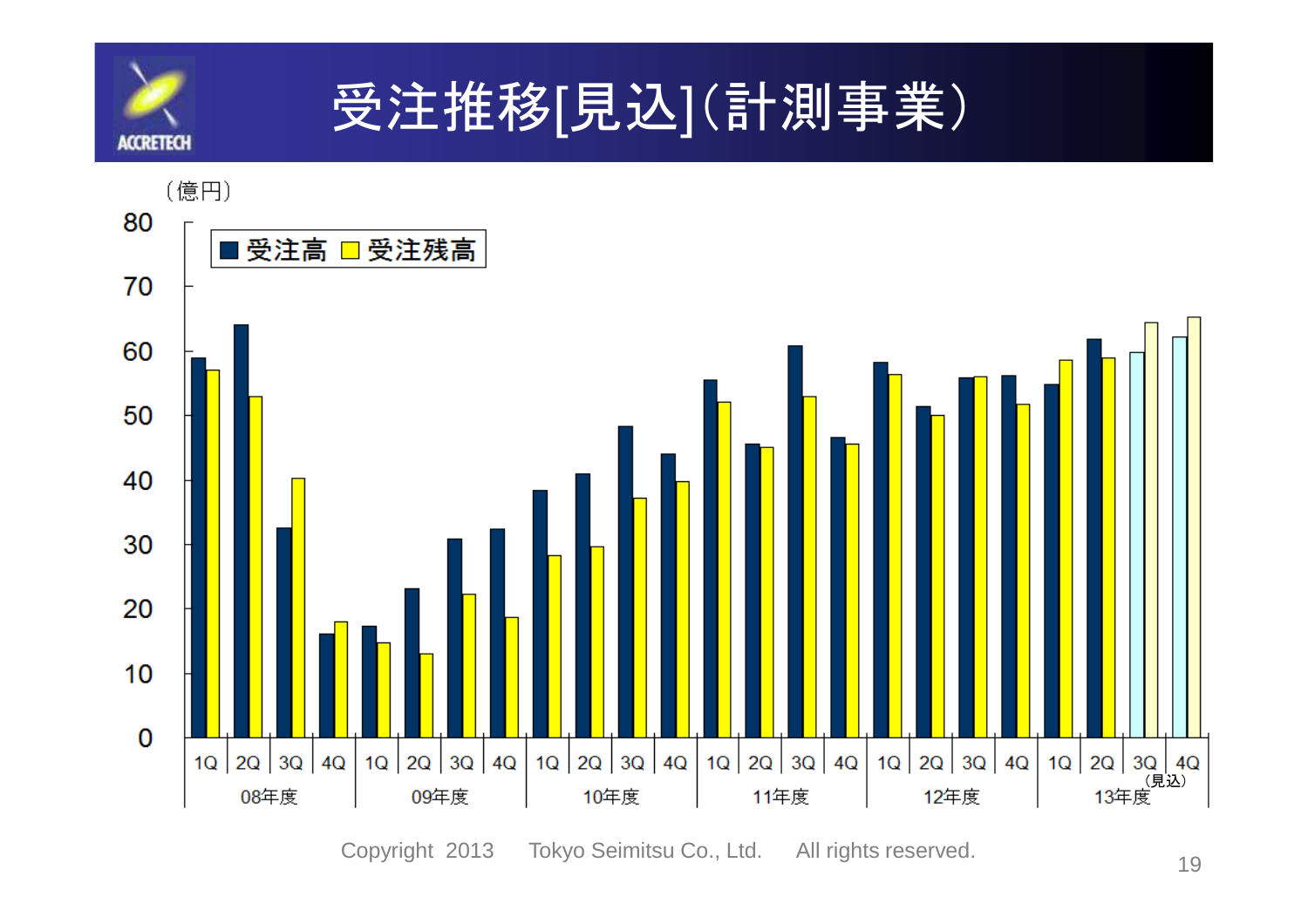# 受注推移[見込](計測事業)

（億円）

80
70
60
50
40
30
20
10
0

■ 受注高 □ 受注残高

1Q 2Q 3Q 4Q 1Q 2Q 3Q 4Q 1Q 2Q 3Q 4Q 1Q 2Q 3Q 4Q 1Q 2Q 3Q 4Q 1Q 2Q 3Q 4Q

08年度 09年度 10年度 11年度 12年度 13年度

（見込）

Copyright 2013 Tokyo Seimitsu Co., Ltd. All rights reserved.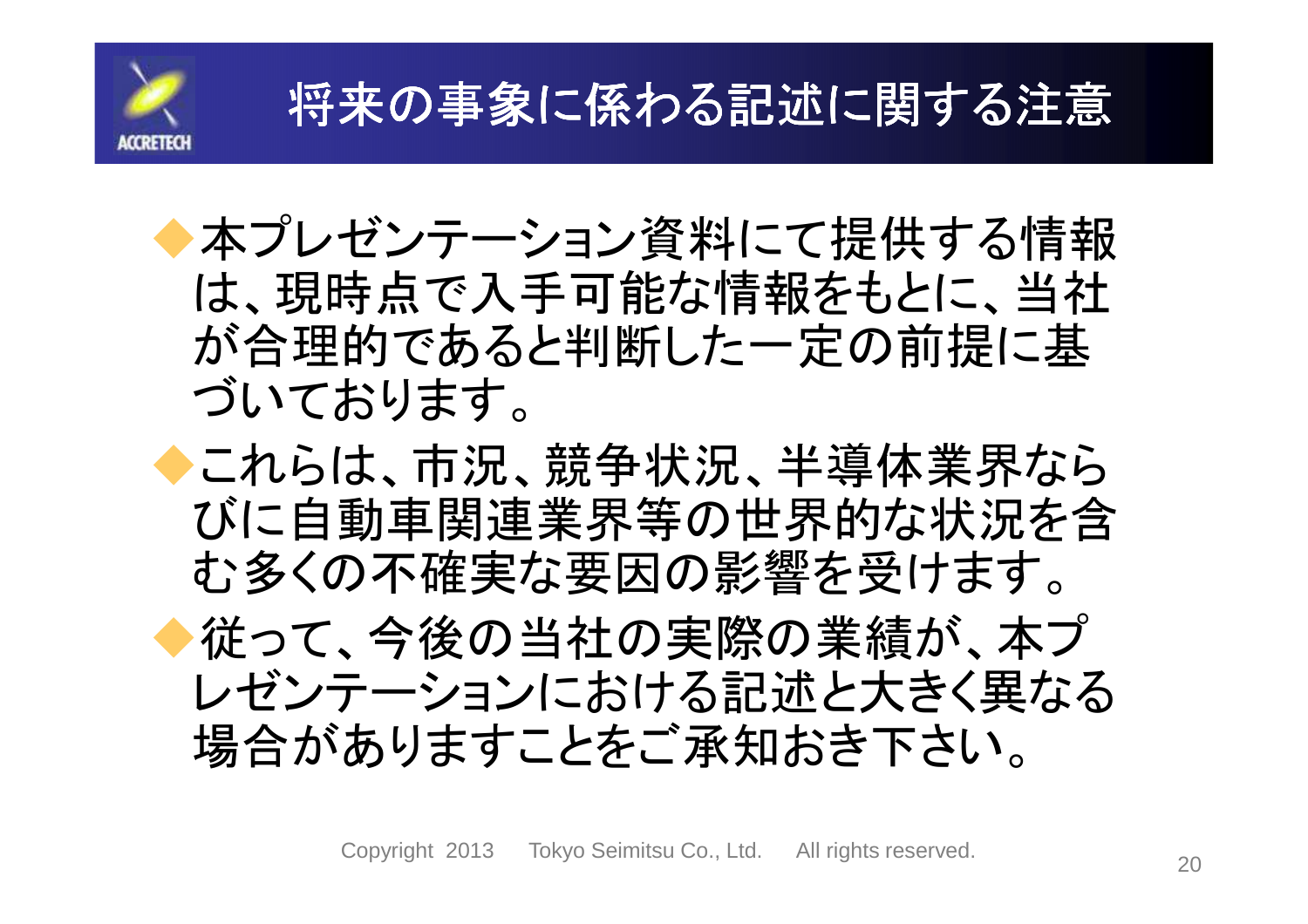# 将来の事象に係わる記述に関する注意

- ◆本プレゼンテーション資料にて提供する情報は、現時点で入手可能な情報をもとに、当社が合理的であると判断した一定の前提に基づいております。
- ◆これらは、市況、競争状況、半導体業界ならびに自動車関連業界等の世界的な状況を含む多くの不確実な要因の影響を受けます。
- ◆従って、今後の当社の実際の業績が、本プレゼンテーションにおける記述と大きく異なる場合がありますことをご承知おき下さい。

Copyright 2013 Tokyo Seimitsu Co., Ltd. All rights reserved.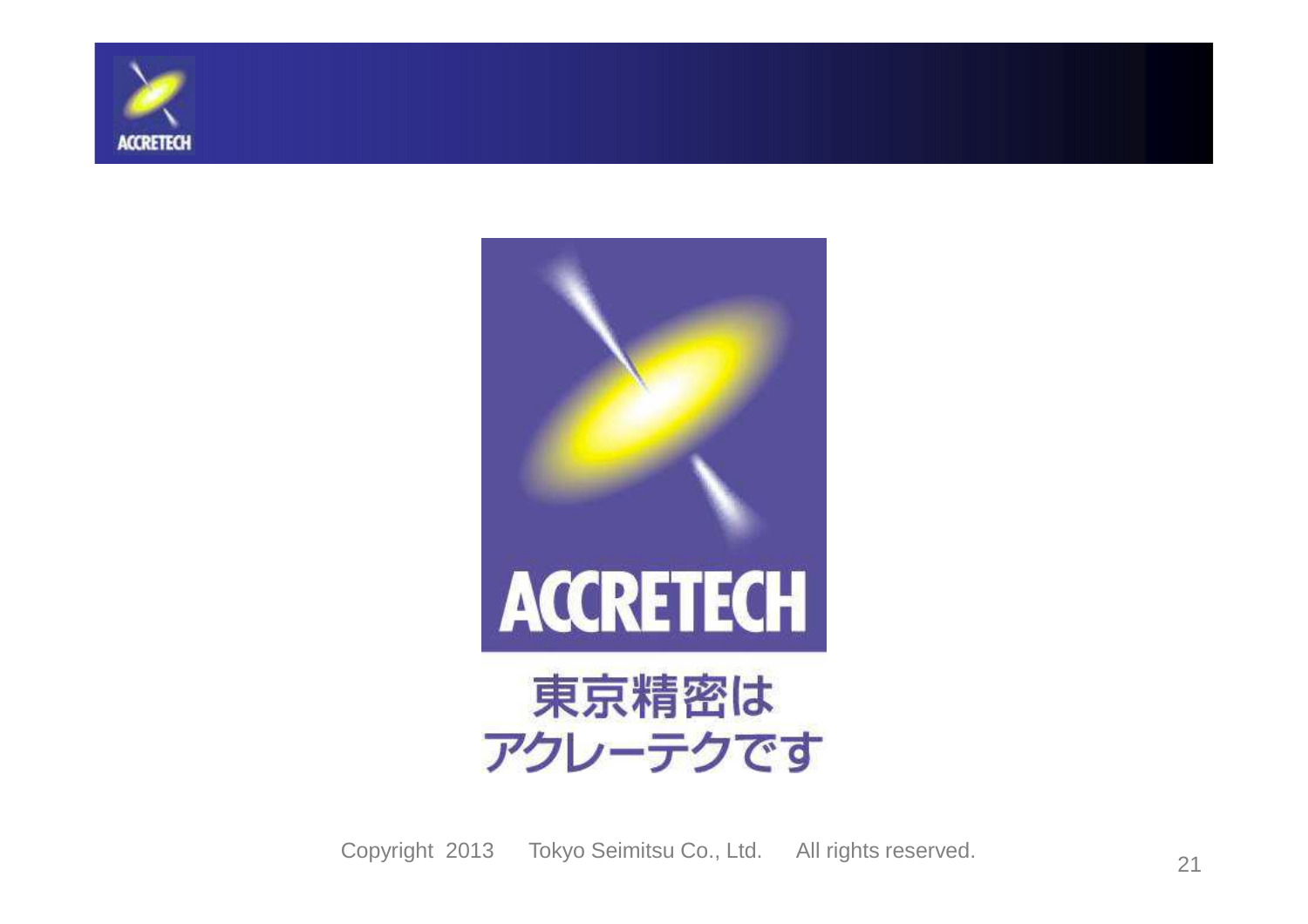ACCRETECH

東京精密は
アクレーテクです

Copyright 2013 Tokyo Seimitsu Co., Ltd. All rights reserved.